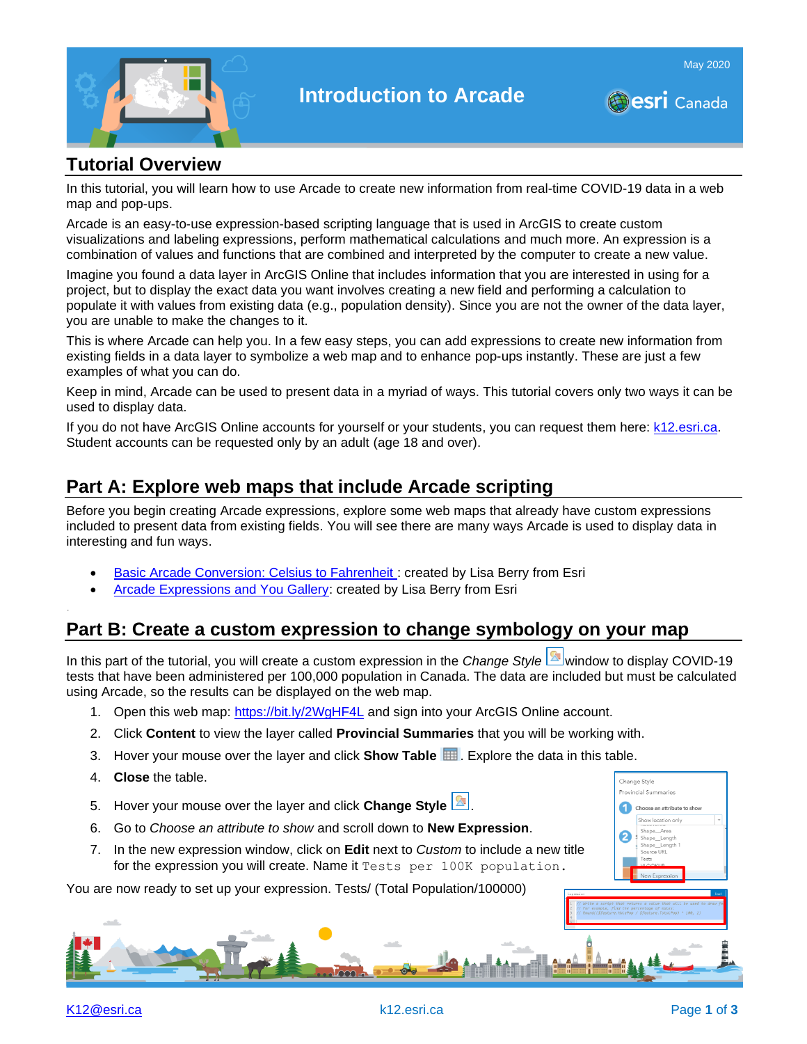May 2020

# Introduction to Arcade

## Tutorial Overview

In this tutorial, you will learn how to use Arcade to create new information from real-time COVID-19 data in a web map and pop-ups.

Arcade is an easy-to-use expression-based scripting language that is used in ArcGIS to create custom visualizations and labeling expressions, perform mathematical calculations and much more. An expression is a combination of values and functions that are combined and interpreted by the computer to create a new value.

Imagine you found a data layer in ArcGIS Online that includes information that you are interested in using for a project, but to display the exact data you want involves creating a new field and performing a calculation to populate it with values from existing data (e.g., population density). Since you are not the owner of the data layer, you are unable to make the changes to it.

This is where Arcade can help you. In a few easy steps, you can add expressions to create new information from existing fields in a data layer to symbolize a web map and to enhance pop-ups instantly. These are just a few examples of what you can do.

Keep in mind, Arcade can be used to present data in a myriad of ways. This tutorial covers only two ways it can be used to display data.

If you do not have ArcGIS Online accounts for yourself or your students, you can request them here: k12.esri.ca. Student accounts can be requested only by an adult (age 18 and over).

## Part A: Explore web maps that include Arcade scripting

Before you begin creating Arcade expressions, explore some web maps that already have custom expressions included to present data from existing fields. You will see there are many ways Arcade is used to display data in interesting and fun ways.

- Basic Arcade Conversion: Celsius to Fahrenheit : created by Lisa Berry from Esri
- Arcade Expressions and You Gallery: created by Lisa Berry from Esri

## Part B: Create a custom expression to change symbology on your map

In this part of the tutorial, you will create a custom expression in the *Change Style* window to display COVID-19 tests that have been administered per 100,000 population in Canada. The data are included but must be calculated using Arcade, so the results can be displayed on the web map.

1. Open this web map: https://bit.ly/2WgHF4L and sign into your ArcGIS Online account.
2. Click **Content** to view the layer called **Provincial Summaries** that you will be working with.
3. Hover your mouse over the layer and click **Show Table**. Explore the data in this table.
4. **Close** the table.
5. Hover your mouse over the layer and click **Change Style**.
6. Go to *Choose an attribute to show* and scroll down to **New Expression**.
7. In the new expression window, click on **Edit** next to *Custom* to include a new title for the expression you will create. Name it `Tests per 100K population.`

You are now ready to set up your expression. Tests/ (Total Population/100000)

K12@esri.ca k12.esri.ca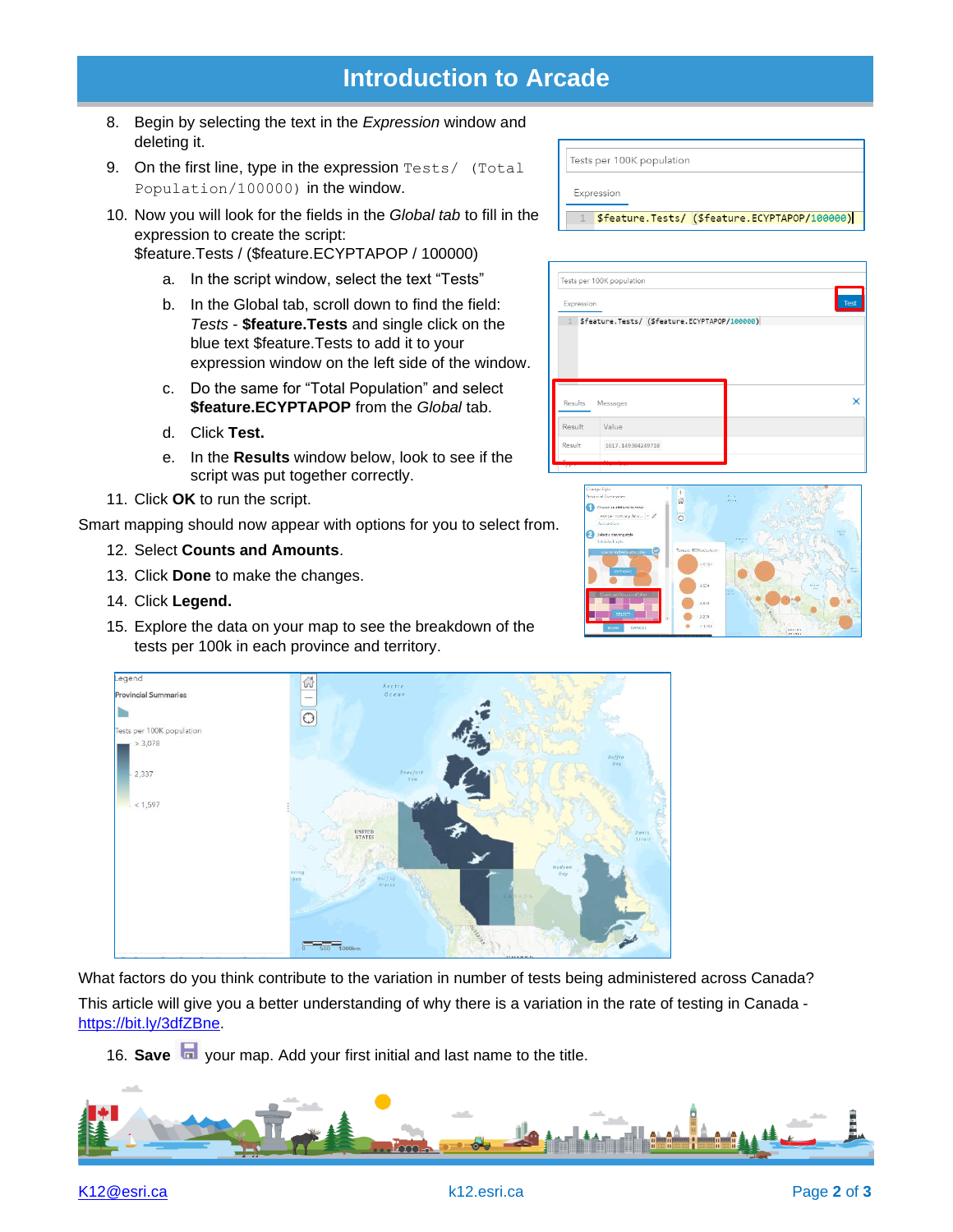# Introduction to Arcade

8. Begin by selecting the text in the *Expression* window and deleting it.
9. On the first line, type in the expression `Tests/ (Total Population/100000)` in the window.
10. Now you will look for the fields in the *Global tab* to fill in the expression to create the script:
    $feature.Tests / ($feature.ECYPTAPOP / 100000)
    a. In the script window, select the text "Tests"
    b. In the Global tab, scroll down to find the field: *Tests* - **$feature.Tests** and single click on the blue text $feature.Tests to add it to your expression window on the left side of the window.
    c. Do the same for "Total Population" and select **$feature.ECYPTAPOP** from the *Global* tab.
    d. Click **Test.**
    e. In the **Results** window below, look to see if the script was put together correctly.
11. Click **OK** to run the script.

Smart mapping should now appear with options for you to select from.

12. Select **Counts and Amounts**.
13. Click **Done** to make the changes.
14. Click **Legend.**
15. Explore the data on your map to see the breakdown of the tests per 100k in each province and territory.

What factors do you think contribute to the variation in number of tests being administered across Canada?

This article will give you a better understanding of why there is a variation in the rate of testing in Canada - https://bit.ly/3dfZBne.

16. **Save** your map. Add your first initial and last name to the title.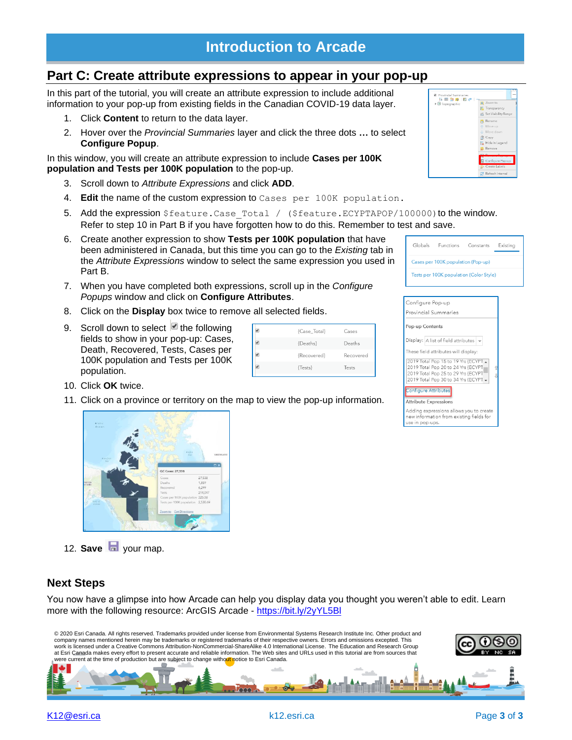# Part C: Create attribute expressions to appear in your pop-up

In this part of the tutorial, you will create an attribute expression to include additional information to your pop-up from existing fields in the Canadian COVID-19 data layer.

1. Click **Content** to return to the data layer.
2. Hover over the *Provincial Summaries* layer and click the three dots **…** to select **Configure Popup**.

In this window, you will create an attribute expression to include **Cases per 100K population and Tests per 100K population** to the pop-up.

3. Scroll down to *Attribute Expressions* and click **ADD**.
4. **Edit** the name of the custom expression to `Cases per 100K population.`
5. Add the expression `$feature.Case_Total / ($feature.ECYPTAPOP/100000)` to the window. Refer to step 10 in Part B if you have forgotten how to do this. Remember to test and save.
6. Create another expression to show **Tests per 100K population** that have been administered in Canada, but this time you can go to the *Existing* tab in the *Attribute Expressions* window to select the same expression you used in Part B.
7. When you have completed both expressions, scroll up in the *Configure Popups* window and click on **Configure Attributes**.
8. Click on the **Display** box twice to remove all selected fields.
9. Scroll down to select ☑ the following fields to show in your pop-up: Cases, Death, Recovered, Tests, Cases per 100K population and Tests per 100K population.
10. Click **OK** twice.
11. Click on a province or territory on the map to view the pop-up information.
12. **Save** your map.

## Next Steps

You now have a glimpse into how Arcade can help you display data you thought you weren't able to edit. Learn more with the following resource: ArcGIS Arcade - https://bit.ly/2yYL5Bl

© 2020 Esri Canada. All rights reserved. Trademarks provided under license from Environmental Systems Research Institute Inc. Other product and company names mentioned herein may be trademarks or registered trademarks of their respective owners. Errors and omissions excepted. This work is licensed under a Creative Commons Attribution-NonCommercial-ShareAlike 4.0 International License. The Education and Research Group at Esri Canada makes every effort to present accurate and reliable information. The Web sites and URLs used in this tutorial are from sources that were current at the time of production but are subject to change without notice to Esri Canada.